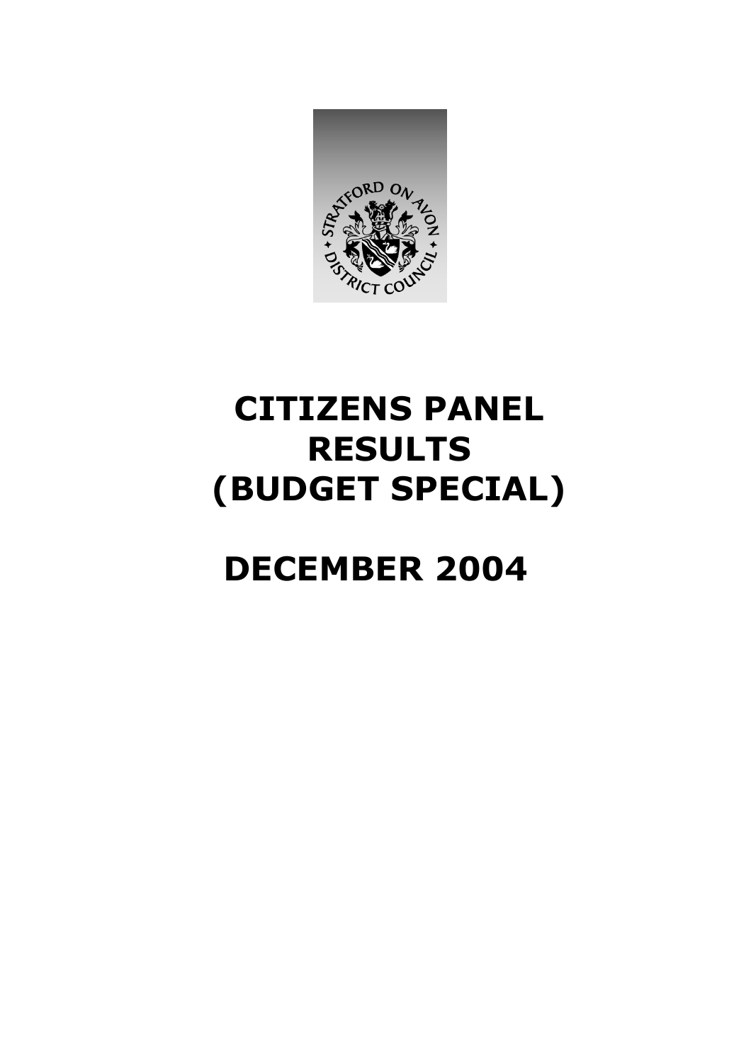# CITIZENS PANEL RESULTS (BUDGET SPECIAL)

# DECEMBER 2004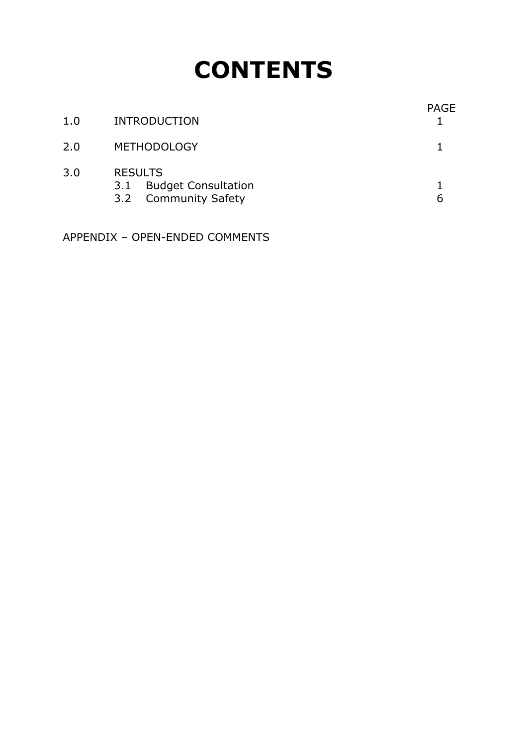# CONTENTS

| | | PAGE |
|---|---|---|
| 1.0 | INTRODUCTION | 1 |
| 2.0 | METHODOLOGY | 1 |
| 3.0 | RESULTS | |
| | 3.1 Budget Consultation | 1 |
| | 3.2 Community Safety | 6 |

APPENDIX – OPEN-ENDED COMMENTS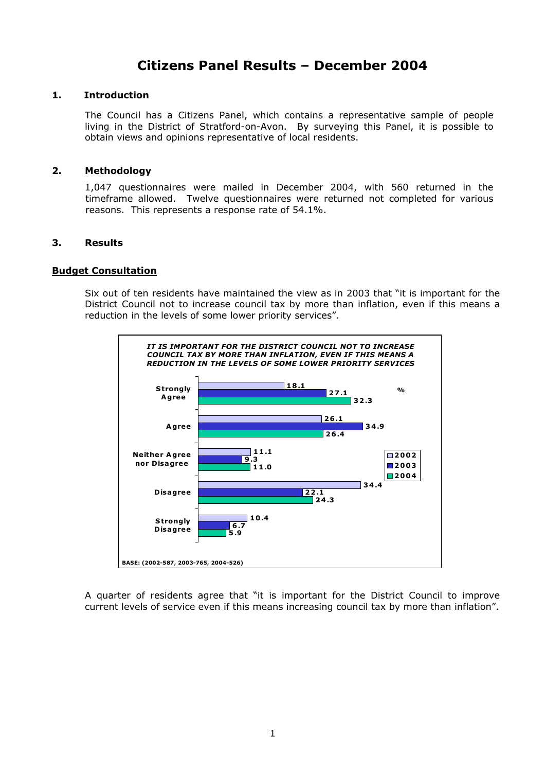# Citizens Panel Results – December 2004

## 1. Introduction

The Council has a Citizens Panel, which contains a representative sample of people living in the District of Stratford-on-Avon. By surveying this Panel, it is possible to obtain views and opinions representative of local residents.

## 2. Methodology

1,047 questionnaires were mailed in December 2004, with 560 returned in the timeframe allowed. Twelve questionnaires were returned not completed for various reasons. This represents a response rate of 54.1%.

## 3. Results

**Budget Consultation**

Six out of ten residents have maintained the view as in 2003 that "it is important for the District Council not to increase council tax by more than inflation, even if this means a reduction in the levels of some lower priority services".

***IT IS IMPORTANT FOR THE DISTRICT COUNCIL NOT TO INCREASE COUNCIL TAX BY MORE THAN INFLATION, EVEN IF THIS MEANS A REDUCTION IN THE LEVELS OF SOME LOWER PRIORITY SERVICES***

| % | 2002 | 2003 | 2004 |
|---|---|---|---|
| Strongly Agree | 18.1 | 27.1 | 32.3 |
| Agree | 26.1 | 34.9 | 26.4 |
| Neither Agree nor Disagree | 11.1 | 9.3 | 11.0 |
| Disagree | 34.4 | 22.1 | 24.3 |
| Strongly Disagree | 10.4 | 6.7 | 5.9 |

BASE: (2002-587, 2003-765, 2004-526)

A quarter of residents agree that "it is important for the District Council to improve current levels of service even if this means increasing council tax by more than inflation".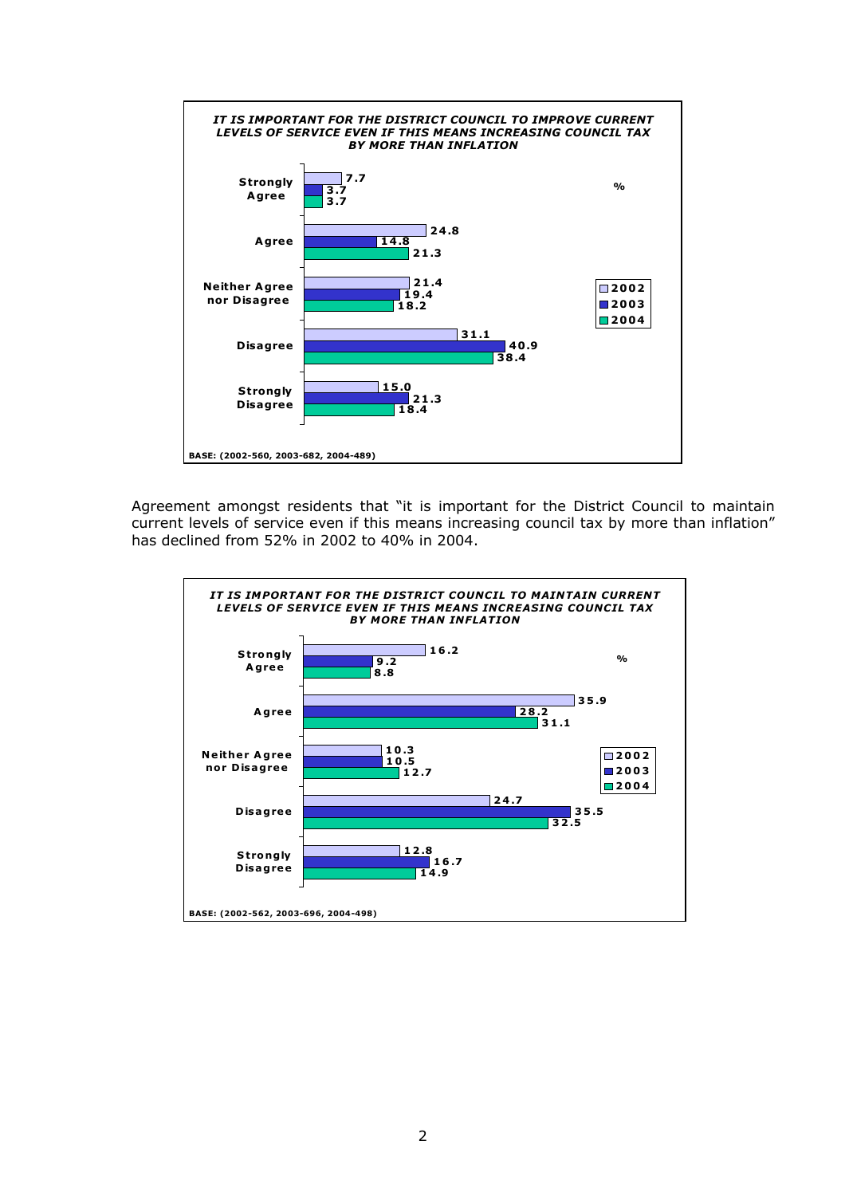**IT IS IMPORTANT FOR THE DISTRICT COUNCIL TO IMPROVE CURRENT LEVELS OF SERVICE EVEN IF THIS MEANS INCREASING COUNCIL TAX BY MORE THAN INFLATION**

| % | 2002 | 2003 | 2004 |
|---|---|---|---|
| Strongly Agree | 7.7 | 3.7 | 3.7 |
| Agree | 24.8 | 14.8 | 21.3 |
| Neither Agree nor Disagree | 21.4 | 19.4 | 18.2 |
| Disagree | 31.1 | 40.9 | 38.4 |
| Strongly Disagree | 15.0 | 21.3 | 18.4 |

BASE: (2002-560, 2003-682, 2004-489)

Agreement amongst residents that "it is important for the District Council to maintain current levels of service even if this means increasing council tax by more than inflation" has declined from 52% in 2002 to 40% in 2004.

**IT IS IMPORTANT FOR THE DISTRICT COUNCIL TO MAINTAIN CURRENT LEVELS OF SERVICE EVEN IF THIS MEANS INCREASING COUNCIL TAX BY MORE THAN INFLATION**

| % | 2002 | 2003 | 2004 |
|---|---|---|---|
| Strongly Agree | 16.2 | 9.2 | 8.8 |
| Agree | 35.9 | 28.2 | 31.1 |
| Neither Agree nor Disagree | 10.3 | 10.5 | 12.7 |
| Disagree | 24.7 | 35.5 | 32.5 |
| Strongly Disagree | 12.8 | 16.7 | 14.9 |

BASE: (2002-562, 2003-696, 2004-498)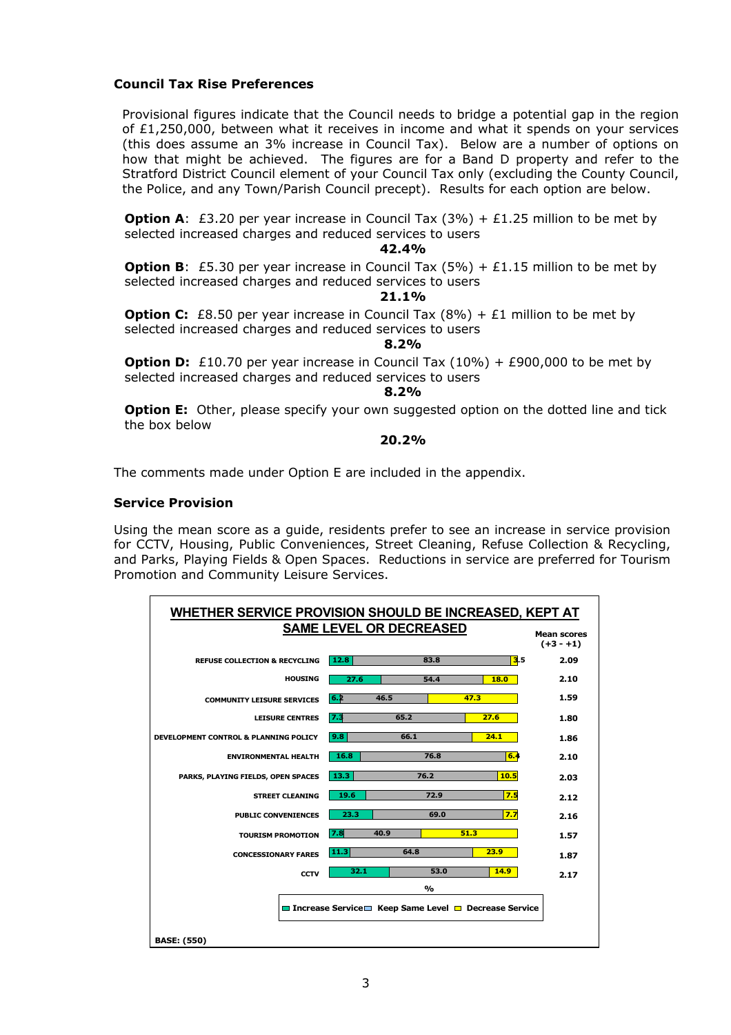### Council Tax Rise Preferences

Provisional figures indicate that the Council needs to bridge a potential gap in the region of £1,250,000, between what it receives in income and what it spends on your services (this does assume an 3% increase in Council Tax). Below are a number of options on how that might be achieved. The figures are for a Band D property and refer to the Stratford District Council element of your Council Tax only (excluding the County Council, the Police, and any Town/Parish Council precept). Results for each option are below.

**Option A**: £3.20 per year increase in Council Tax (3%) + £1.25 million to be met by selected increased charges and reduced services to users

**42.4%**

**Option B**: £5.30 per year increase in Council Tax (5%) + £1.15 million to be met by selected increased charges and reduced services to users

**21.1%**

**Option C:** £8.50 per year increase in Council Tax (8%) + £1 million to be met by selected increased charges and reduced services to users

**8.2%**

**Option D:** £10.70 per year increase in Council Tax (10%) + £900,000 to be met by selected increased charges and reduced services to users

**8.2%**

**Option E:** Other, please specify your own suggested option on the dotted line and tick the box below

**20.2%**

The comments made under Option E are included in the appendix.

### Service Provision

Using the mean score as a guide, residents prefer to see an increase in service provision for CCTV, Housing, Public Conveniences, Street Cleaning, Refuse Collection & Recycling, and Parks, Playing Fields & Open Spaces. Reductions in service are preferred for Tourism Promotion and Community Leisure Services.

**WHETHER SERVICE PROVISION SHOULD BE INCREASED, KEPT AT SAME LEVEL OR DECREASED**

| Service | Increase Service (%) | Keep Same Level (%) | Decrease Service (%) | Mean scores (+3 - +1) |
|---|---|---|---|---|
| REFUSE COLLECTION & RECYCLING | 12.8 | 83.8 | 3.5 | 2.09 |
| HOUSING | 27.6 | 54.4 | 18.0 | 2.10 |
| COMMUNITY LEISURE SERVICES | 6.2 | 46.5 | 47.3 | 1.59 |
| LEISURE CENTRES | 7.3 | 65.2 | 27.6 | 1.80 |
| DEVELOPMENT CONTROL & PLANNING POLICY | 9.8 | 66.1 | 24.1 | 1.86 |
| ENVIRONMENTAL HEALTH | 16.8 | 76.8 | 6.4 | 2.10 |
| PARKS, PLAYING FIELDS, OPEN SPACES | 13.3 | 76.2 | 10.5 | 2.03 |
| STREET CLEANING | 19.6 | 72.9 | 7.5 | 2.12 |
| PUBLIC CONVENIENCES | 23.3 | 69.0 | 7.7 | 2.16 |
| TOURISM PROMOTION | 7.8 | 40.9 | 51.3 | 1.57 |
| CONCESSIONARY FARES | 11.3 | 64.8 | 23.9 | 1.87 |
| CCTV | 32.1 | 53.0 | 14.9 | 2.17 |

BASE: (550)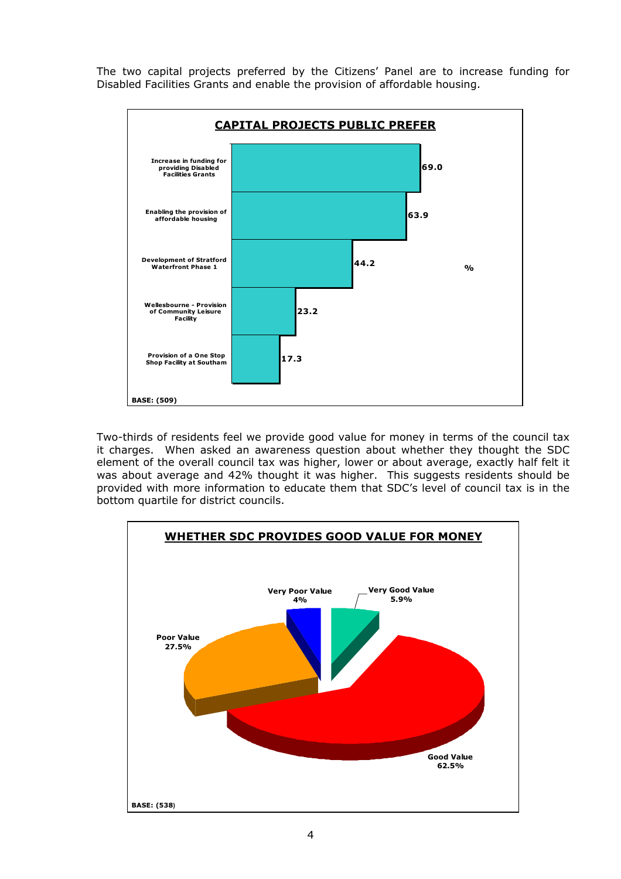The two capital projects preferred by the Citizens' Panel are to increase funding for Disabled Facilities Grants and enable the provision of affordable housing.

**CAPITAL PROJECTS PUBLIC PREFER**

| Project | % |
|---|---|
| Increase in funding for providing Disabled Facilities Grants | 69.0 |
| Enabling the provision of affordable housing | 63.9 |
| Development of Stratford Waterfront Phase 1 | 44.2 |
| Wellesbourne - Provision of Community Leisure Facility | 23.2 |
| Provision of a One Stop Shop Facility at Southam | 17.3 |

BASE: (509)

Two-thirds of residents feel we provide good value for money in terms of the council tax it charges. When asked an awareness question about whether they thought the SDC element of the overall council tax was higher, lower or about average, exactly half felt it was about average and 42% thought it was higher. This suggests residents should be provided with more information to educate them that SDC's level of council tax is in the bottom quartile for district councils.

**WHETHER SDC PROVIDES GOOD VALUE FOR MONEY**

| Response | % |
|---|---|
| Very Good Value | 5.9% |
| Good Value | 62.5% |
| Poor Value | 27.5% |
| Very Poor Value | 4% |

BASE: (538)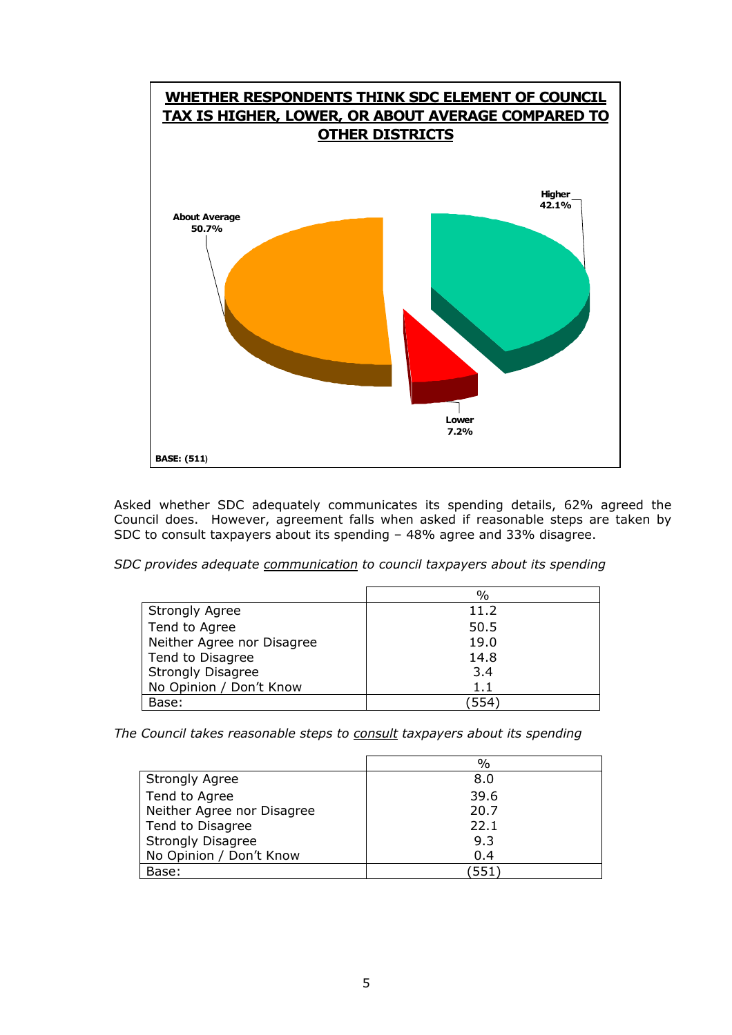**WHETHER RESPONDENTS THINK SDC ELEMENT OF COUNCIL TAX IS HIGHER, LOWER, OR ABOUT AVERAGE COMPARED TO OTHER DISTRICTS**

| | % |
|---|---|
| About Average | 50.7% |
| Higher | 42.1% |
| Lower | 7.2% |

BASE: (511)

Asked whether SDC adequately communicates its spending details, 62% agreed the Council does. However, agreement falls when asked if reasonable steps are taken by SDC to consult taxpayers about its spending – 48% agree and 33% disagree.

*SDC provides adequate communication to council taxpayers about its spending*

| | % |
|---|---|
| Strongly Agree | 11.2 |
| Tend to Agree | 50.5 |
| Neither Agree nor Disagree | 19.0 |
| Tend to Disagree | 14.8 |
| Strongly Disagree | 3.4 |
| No Opinion / Don't Know | 1.1 |
| Base: | (554) |

*The Council takes reasonable steps to consult taxpayers about its spending*

| | % |
|---|---|
| Strongly Agree | 8.0 |
| Tend to Agree | 39.6 |
| Neither Agree nor Disagree | 20.7 |
| Tend to Disagree | 22.1 |
| Strongly Disagree | 9.3 |
| No Opinion / Don't Know | 0.4 |
| Base: | (551) |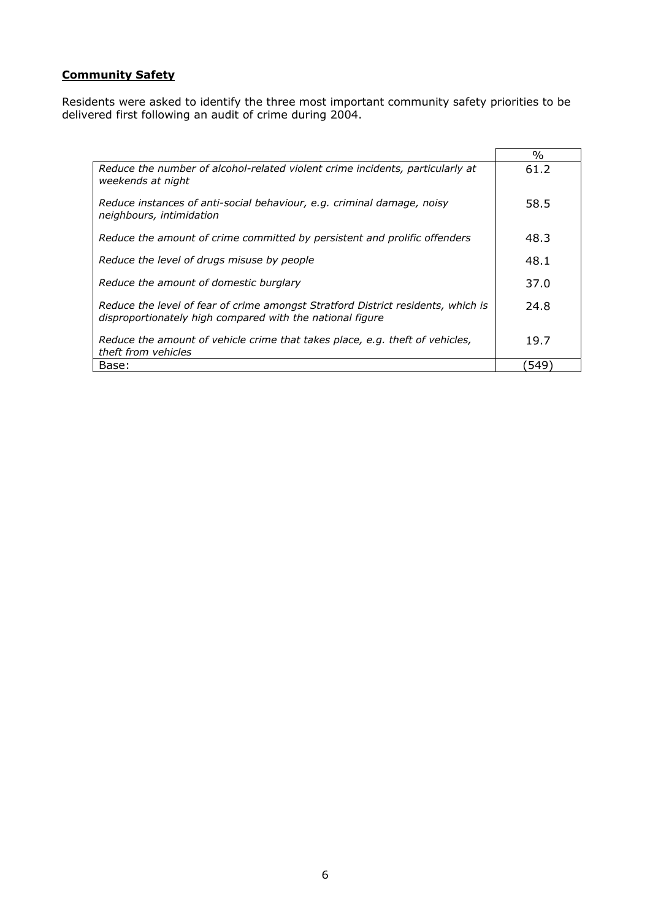**Community Safety**

Residents were asked to identify the three most important community safety priorities to be delivered first following an audit of crime during 2004.

| | % |
|---|---|
| *Reduce the number of alcohol-related violent crime incidents, particularly at weekends at night* | 61.2 |
| *Reduce instances of anti-social behaviour, e.g. criminal damage, noisy neighbours, intimidation* | 58.5 |
| *Reduce the amount of crime committed by persistent and prolific offenders* | 48.3 |
| *Reduce the level of drugs misuse by people* | 48.1 |
| *Reduce the amount of domestic burglary* | 37.0 |
| *Reduce the level of fear of crime amongst Stratford District residents, which is disproportionately high compared with the national figure* | 24.8 |
| *Reduce the amount of vehicle crime that takes place, e.g. theft of vehicles, theft from vehicles* | 19.7 |
| Base: | (549) |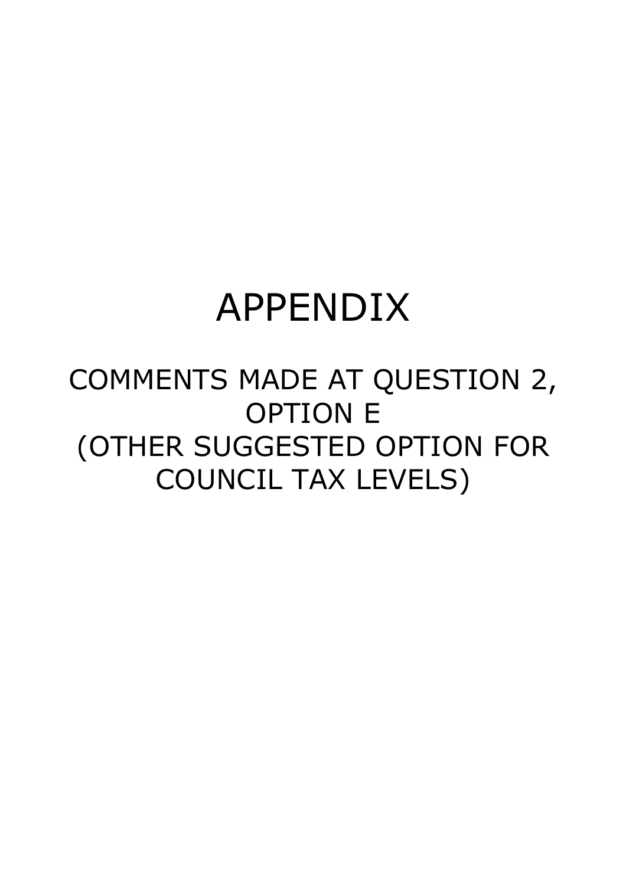# APPENDIX

## COMMENTS MADE AT QUESTION 2, OPTION E (OTHER SUGGESTED OPTION FOR COUNCIL TAX LEVELS)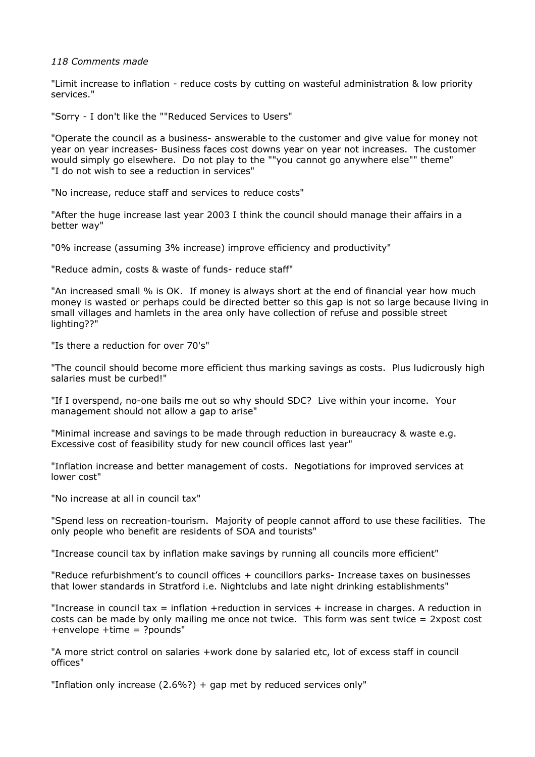*118 Comments made*

"Limit increase to inflation - reduce costs by cutting on wasteful administration & low priority services."

"Sorry - I don't like the ""Reduced Services to Users"

"Operate the council as a business- answerable to the customer and give value for money not year on year increases- Business faces cost downs year on year not increases. The customer would simply go elsewhere. Do not play to the ""you cannot go anywhere else"" theme"
"I do not wish to see a reduction in services"

"No increase, reduce staff and services to reduce costs"

"After the huge increase last year 2003 I think the council should manage their affairs in a better way"

"0% increase (assuming 3% increase) improve efficiency and productivity"

"Reduce admin, costs & waste of funds- reduce staff"

"An increased small % is OK. If money is always short at the end of financial year how much money is wasted or perhaps could be directed better so this gap is not so large because living in small villages and hamlets in the area only have collection of refuse and possible street lighting??"

"Is there a reduction for over 70's"

"The council should become more efficient thus marking savings as costs. Plus ludicrously high salaries must be curbed!"

"If I overspend, no-one bails me out so why should SDC? Live within your income. Your management should not allow a gap to arise"

"Minimal increase and savings to be made through reduction in bureaucracy & waste e.g. Excessive cost of feasibility study for new council offices last year"

"Inflation increase and better management of costs. Negotiations for improved services at lower cost"

"No increase at all in council tax"

"Spend less on recreation-tourism. Majority of people cannot afford to use these facilities. The only people who benefit are residents of SOA and tourists"

"Increase council tax by inflation make savings by running all councils more efficient"

"Reduce refurbishment's to council offices + councillors parks- Increase taxes on businesses that lower standards in Stratford i.e. Nightclubs and late night drinking establishments"

"Increase in council tax = inflation +reduction in services + increase in charges. A reduction in costs can be made by only mailing me once not twice. This form was sent twice = 2xpost cost +envelope +time = ?pounds"

"A more strict control on salaries +work done by salaried etc, lot of excess staff in council offices"

"Inflation only increase (2.6%?) + gap met by reduced services only"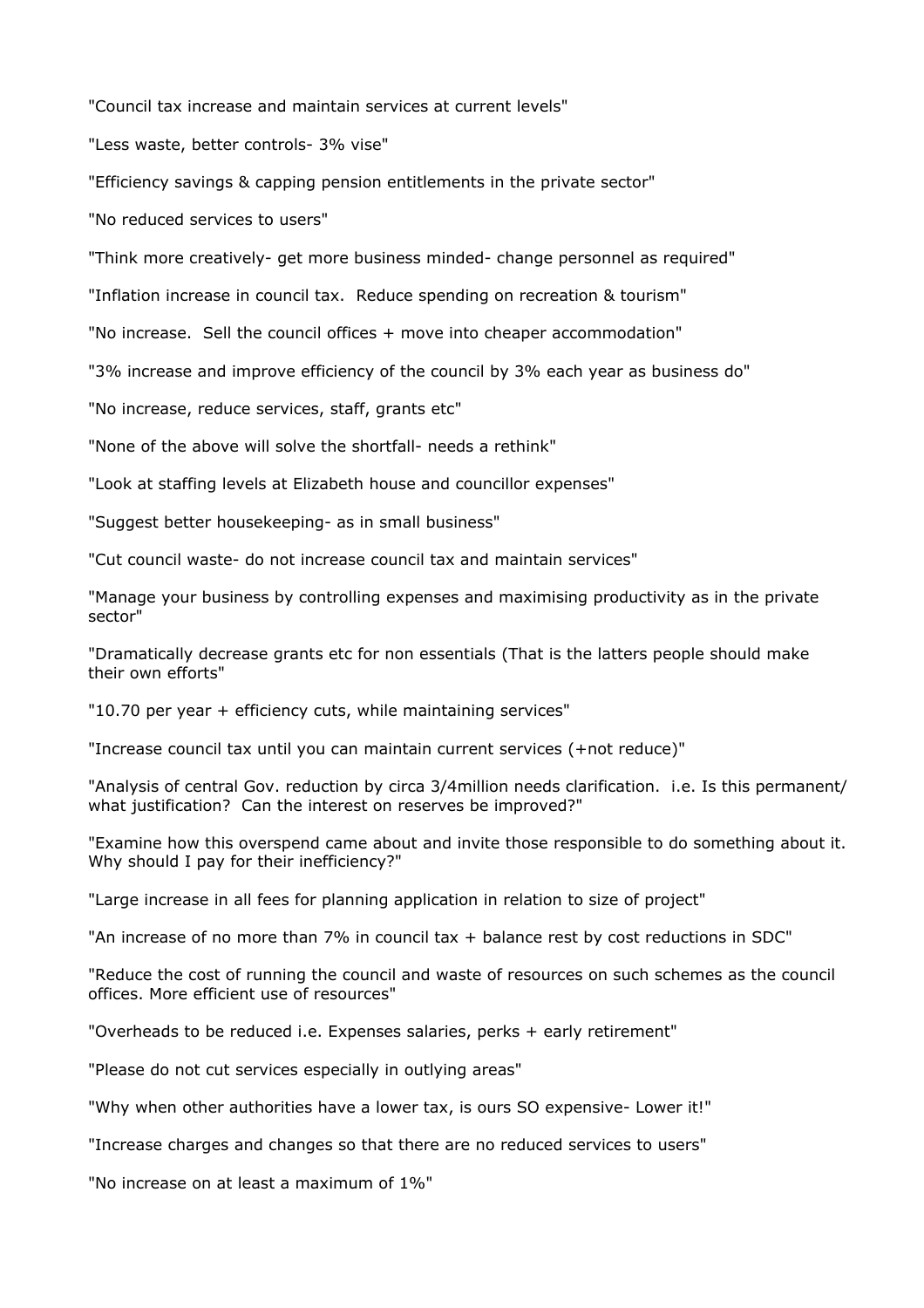"Council tax increase and maintain services at current levels"

"Less waste, better controls- 3% vise"

"Efficiency savings & capping pension entitlements in the private sector"

"No reduced services to users"

"Think more creatively- get more business minded- change personnel as required"

"Inflation increase in council tax. Reduce spending on recreation & tourism"

"No increase. Sell the council offices + move into cheaper accommodation"

"3% increase and improve efficiency of the council by 3% each year as business do"

"No increase, reduce services, staff, grants etc"

"None of the above will solve the shortfall- needs a rethink"

"Look at staffing levels at Elizabeth house and councillor expenses"

"Suggest better housekeeping- as in small business"

"Cut council waste- do not increase council tax and maintain services"

"Manage your business by controlling expenses and maximising productivity as in the private sector"

"Dramatically decrease grants etc for non essentials (That is the latters people should make their own efforts"

"10.70 per year + efficiency cuts, while maintaining services"

"Increase council tax until you can maintain current services (+not reduce)"

"Analysis of central Gov. reduction by circa 3/4million needs clarification. i.e. Is this permanent/ what justification? Can the interest on reserves be improved?"

"Examine how this overspend came about and invite those responsible to do something about it. Why should I pay for their inefficiency?"

"Large increase in all fees for planning application in relation to size of project"

"An increase of no more than 7% in council tax + balance rest by cost reductions in SDC"

"Reduce the cost of running the council and waste of resources on such schemes as the council offices. More efficient use of resources"

"Overheads to be reduced i.e. Expenses salaries, perks + early retirement"

"Please do not cut services especially in outlying areas"

"Why when other authorities have a lower tax, is ours SO expensive- Lower it!"

"Increase charges and changes so that there are no reduced services to users"

"No increase on at least a maximum of 1%"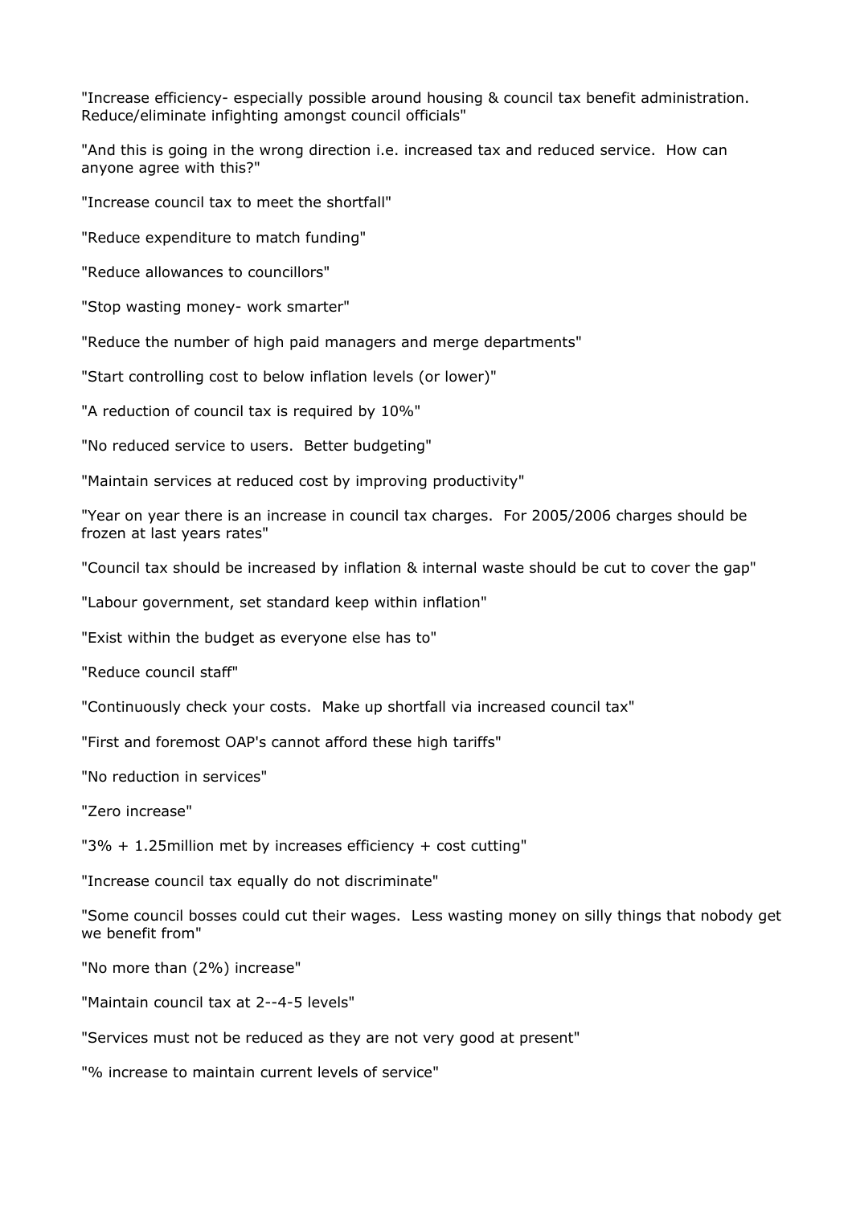"Increase efficiency- especially possible around housing & council tax benefit administration. Reduce/eliminate infighting amongst council officials"

"And this is going in the wrong direction i.e. increased tax and reduced service. How can anyone agree with this?"

"Increase council tax to meet the shortfall"

"Reduce expenditure to match funding"

"Reduce allowances to councillors"

"Stop wasting money- work smarter"

"Reduce the number of high paid managers and merge departments"

"Start controlling cost to below inflation levels (or lower)"

"A reduction of council tax is required by 10%"

"No reduced service to users. Better budgeting"

"Maintain services at reduced cost by improving productivity"

"Year on year there is an increase in council tax charges. For 2005/2006 charges should be frozen at last years rates"

"Council tax should be increased by inflation & internal waste should be cut to cover the gap"

"Labour government, set standard keep within inflation"

"Exist within the budget as everyone else has to"

"Reduce council staff"

"Continuously check your costs. Make up shortfall via increased council tax"

"First and foremost OAP's cannot afford these high tariffs"

"No reduction in services"

"Zero increase"

"3% + 1.25million met by increases efficiency + cost cutting"

"Increase council tax equally do not discriminate"

"Some council bosses could cut their wages. Less wasting money on silly things that nobody get we benefit from"

"No more than (2%) increase"

"Maintain council tax at 2--4-5 levels"

"Services must not be reduced as they are not very good at present"

"% increase to maintain current levels of service"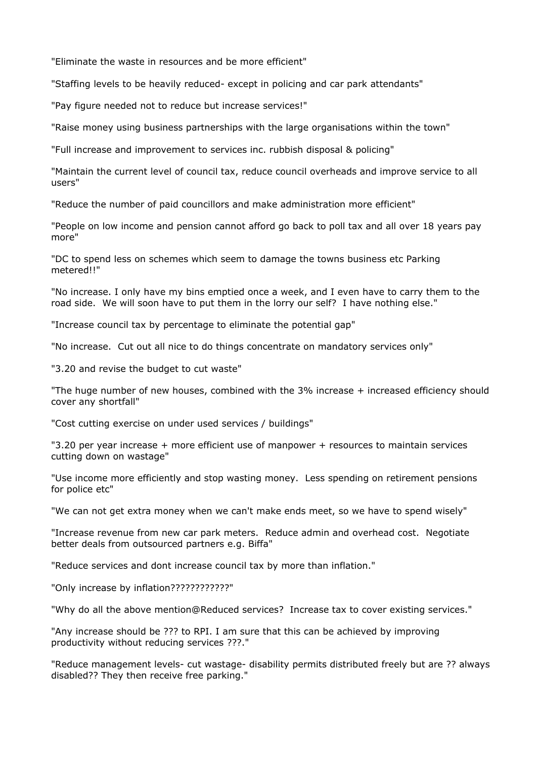"Eliminate the waste in resources and be more efficient"

"Staffing levels to be heavily reduced- except in policing and car park attendants"

"Pay figure needed not to reduce but increase services!"

"Raise money using business partnerships with the large organisations within the town"

"Full increase and improvement to services inc. rubbish disposal & policing"

"Maintain the current level of council tax, reduce council overheads and improve service to all users"

"Reduce the number of paid councillors and make administration more efficient"

"People on low income and pension cannot afford go back to poll tax and all over 18 years pay more"

"DC to spend less on schemes which seem to damage the towns business etc Parking metered!!"

"No increase. I only have my bins emptied once a week, and I even have to carry them to the road side. We will soon have to put them in the lorry our self? I have nothing else."

"Increase council tax by percentage to eliminate the potential gap"

"No increase. Cut out all nice to do things concentrate on mandatory services only"

"3.20 and revise the budget to cut waste"

"The huge number of new houses, combined with the 3% increase + increased efficiency should cover any shortfall"

"Cost cutting exercise on under used services / buildings"

"3.20 per year increase + more efficient use of manpower + resources to maintain services cutting down on wastage"

"Use income more efficiently and stop wasting money. Less spending on retirement pensions for police etc"

"We can not get extra money when we can't make ends meet, so we have to spend wisely"

"Increase revenue from new car park meters. Reduce admin and overhead cost. Negotiate better deals from outsourced partners e.g. Biffa"

"Reduce services and dont increase council tax by more than inflation."

"Only increase by inflation????????????"

"Why do all the above mention@Reduced services? Increase tax to cover existing services."

"Any increase should be ??? to RPI. I am sure that this can be achieved by improving productivity without reducing services ???."

"Reduce management levels- cut wastage- disability permits distributed freely but are ?? always disabled?? They then receive free parking."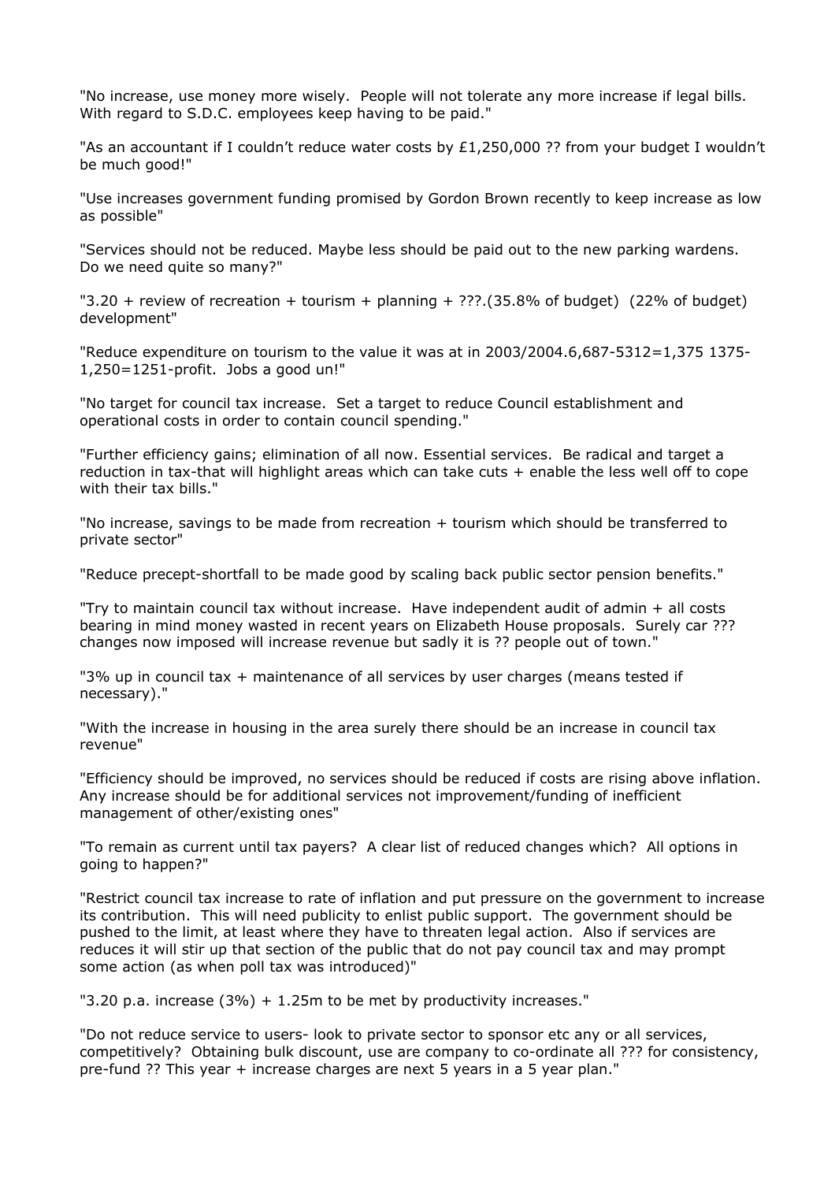"No increase, use money more wisely. People will not tolerate any more increase if legal bills. With regard to S.D.C. employees keep having to be paid."

"As an accountant if I couldn't reduce water costs by £1,250,000 ?? from your budget I wouldn't be much good!"

"Use increases government funding promised by Gordon Brown recently to keep increase as low as possible"

"Services should not be reduced. Maybe less should be paid out to the new parking wardens. Do we need quite so many?"

"3.20 + review of recreation + tourism + planning + ???.(35.8% of budget) (22% of budget) development"

"Reduce expenditure on tourism to the value it was at in 2003/2004.6,687-5312=1,375 1375-1,250=1251-profit. Jobs a good un!"

"No target for council tax increase. Set a target to reduce Council establishment and operational costs in order to contain council spending."

"Further efficiency gains; elimination of all now. Essential services. Be radical and target a reduction in tax-that will highlight areas which can take cuts + enable the less well off to cope with their tax bills."

"No increase, savings to be made from recreation + tourism which should be transferred to private sector"

"Reduce precept-shortfall to be made good by scaling back public sector pension benefits."

"Try to maintain council tax without increase. Have independent audit of admin + all costs bearing in mind money wasted in recent years on Elizabeth House proposals. Surely car ??? changes now imposed will increase revenue but sadly it is ?? people out of town."

"3% up in council tax + maintenance of all services by user charges (means tested if necessary)."

"With the increase in housing in the area surely there should be an increase in council tax revenue"

"Efficiency should be improved, no services should be reduced if costs are rising above inflation. Any increase should be for additional services not improvement/funding of inefficient management of other/existing ones"

"To remain as current until tax payers? A clear list of reduced changes which? All options in going to happen?"

"Restrict council tax increase to rate of inflation and put pressure on the government to increase its contribution. This will need publicity to enlist public support. The government should be pushed to the limit, at least where they have to threaten legal action. Also if services are reduces it will stir up that section of the public that do not pay council tax and may prompt some action (as when poll tax was introduced)"

"3.20 p.a. increase (3%) + 1.25m to be met by productivity increases."

"Do not reduce service to users- look to private sector to sponsor etc any or all services, competitively? Obtaining bulk discount, use are company to co-ordinate all ??? for consistency, pre-fund ?? This year + increase charges are next 5 years in a 5 year plan."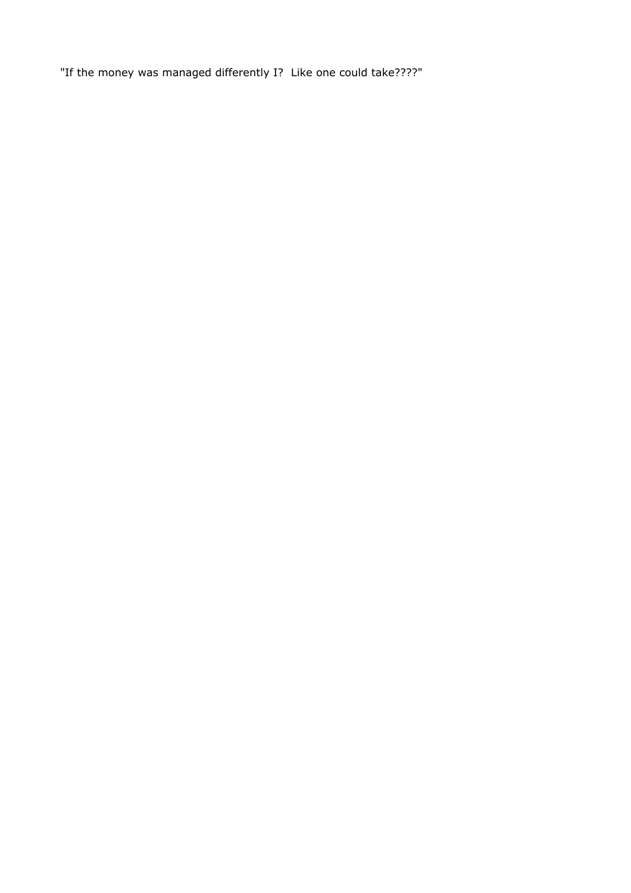"If the money was managed differently I?  Like one could take????"